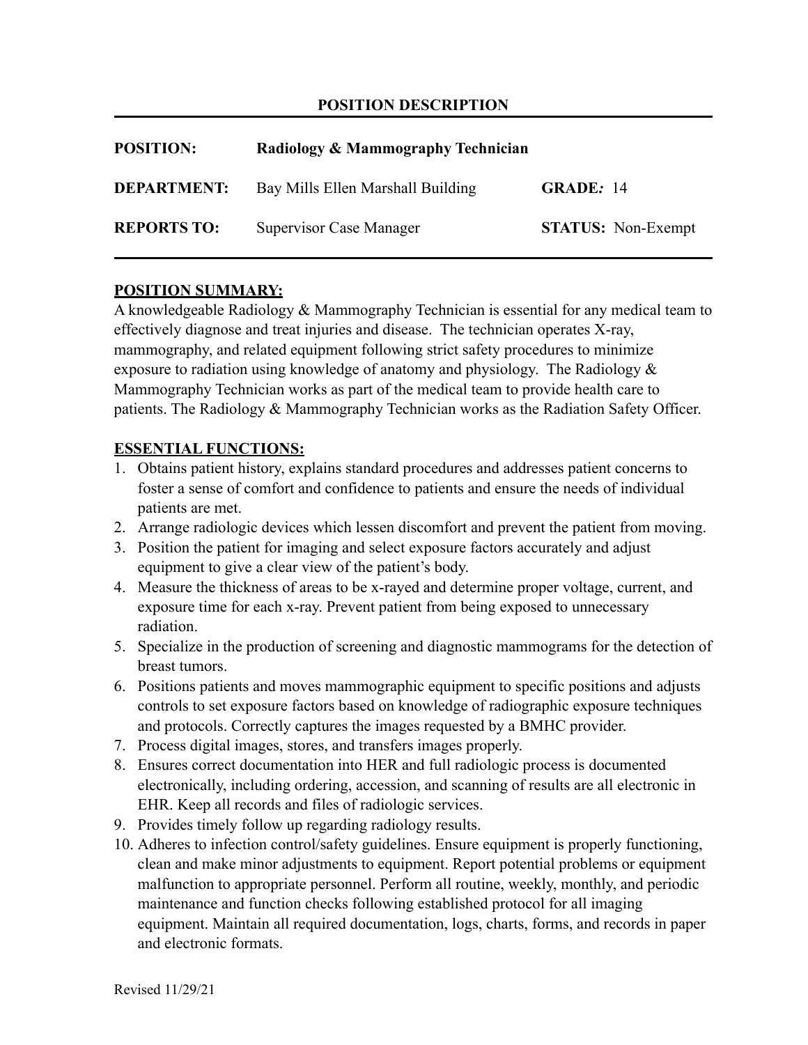# POSITION DESCRIPTION

| | | | |
|---|---|---|---|
| **POSITION:** | **Radiology & Mammography Technician** | | |
| **DEPARTMENT:** | Bay Mills Ellen Marshall Building | **GRADE:** | 14 |
| **REPORTS TO:** | Supervisor Case Manager | **STATUS:** | Non-Exempt |

## POSITION SUMMARY:

A knowledgeable Radiology & Mammography Technician is essential for any medical team to effectively diagnose and treat injuries and disease. The technician operates X-ray, mammography, and related equipment following strict safety procedures to minimize exposure to radiation using knowledge of anatomy and physiology. The Radiology & Mammography Technician works as part of the medical team to provide health care to patients. The Radiology & Mammography Technician works as the Radiation Safety Officer.

## ESSENTIAL FUNCTIONS:

1. Obtains patient history, explains standard procedures and addresses patient concerns to foster a sense of comfort and confidence to patients and ensure the needs of individual patients are met.
2. Arrange radiologic devices which lessen discomfort and prevent the patient from moving.
3. Position the patient for imaging and select exposure factors accurately and adjust equipment to give a clear view of the patient's body.
4. Measure the thickness of areas to be x-rayed and determine proper voltage, current, and exposure time for each x-ray. Prevent patient from being exposed to unnecessary radiation.
5. Specialize in the production of screening and diagnostic mammograms for the detection of breast tumors.
6. Positions patients and moves mammographic equipment to specific positions and adjusts controls to set exposure factors based on knowledge of radiographic exposure techniques and protocols. Correctly captures the images requested by a BMHC provider.
7. Process digital images, stores, and transfers images properly.
8. Ensures correct documentation into HER and full radiologic process is documented electronically, including ordering, accession, and scanning of results are all electronic in EHR. Keep all records and files of radiologic services.
9. Provides timely follow up regarding radiology results.
10. Adheres to infection control/safety guidelines. Ensure equipment is properly functioning, clean and make minor adjustments to equipment. Report potential problems or equipment malfunction to appropriate personnel. Perform all routine, weekly, monthly, and periodic maintenance and function checks following established protocol for all imaging equipment. Maintain all required documentation, logs, charts, forms, and records in paper and electronic formats.

Revised 11/29/21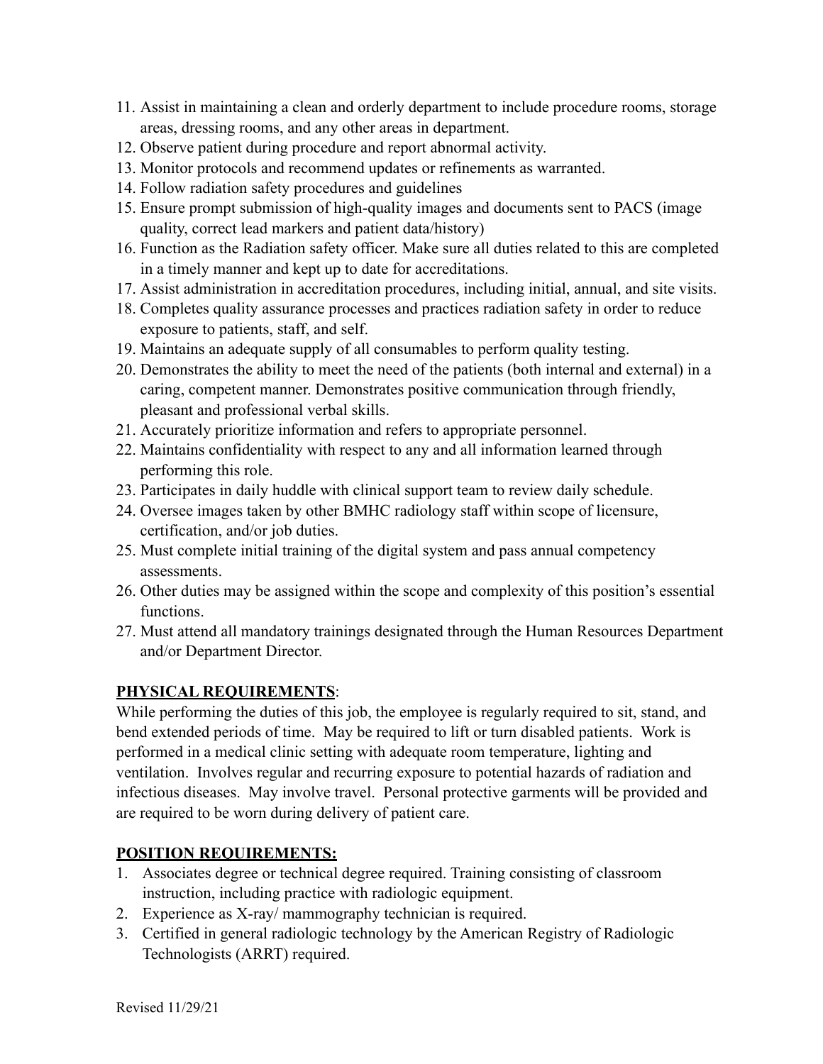11. Assist in maintaining a clean and orderly department to include procedure rooms, storage areas, dressing rooms, and any other areas in department.
12. Observe patient during procedure and report abnormal activity.
13. Monitor protocols and recommend updates or refinements as warranted.
14. Follow radiation safety procedures and guidelines
15. Ensure prompt submission of high-quality images and documents sent to PACS (image quality, correct lead markers and patient data/history)
16. Function as the Radiation safety officer. Make sure all duties related to this are completed in a timely manner and kept up to date for accreditations.
17. Assist administration in accreditation procedures, including initial, annual, and site visits.
18. Completes quality assurance processes and practices radiation safety in order to reduce exposure to patients, staff, and self.
19. Maintains an adequate supply of all consumables to perform quality testing.
20. Demonstrates the ability to meet the need of the patients (both internal and external) in a caring, competent manner. Demonstrates positive communication through friendly, pleasant and professional verbal skills.
21. Accurately prioritize information and refers to appropriate personnel.
22. Maintains confidentiality with respect to any and all information learned through performing this role.
23. Participates in daily huddle with clinical support team to review daily schedule.
24. Oversee images taken by other BMHC radiology staff within scope of licensure, certification, and/or job duties.
25. Must complete initial training of the digital system and pass annual competency assessments.
26. Other duties may be assigned within the scope and complexity of this position's essential functions.
27. Must attend all mandatory trainings designated through the Human Resources Department and/or Department Director.

**PHYSICAL REQUIREMENTS**:

While performing the duties of this job, the employee is regularly required to sit, stand, and bend extended periods of time. May be required to lift or turn disabled patients. Work is performed in a medical clinic setting with adequate room temperature, lighting and ventilation. Involves regular and recurring exposure to potential hazards of radiation and infectious diseases. May involve travel. Personal protective garments will be provided and are required to be worn during delivery of patient care.

**POSITION REQUIREMENTS:**

1. Associates degree or technical degree required. Training consisting of classroom instruction, including practice with radiologic equipment.
2. Experience as X-ray/ mammography technician is required.
3. Certified in general radiologic technology by the American Registry of Radiologic Technologists (ARRT) required.

Revised 11/29/21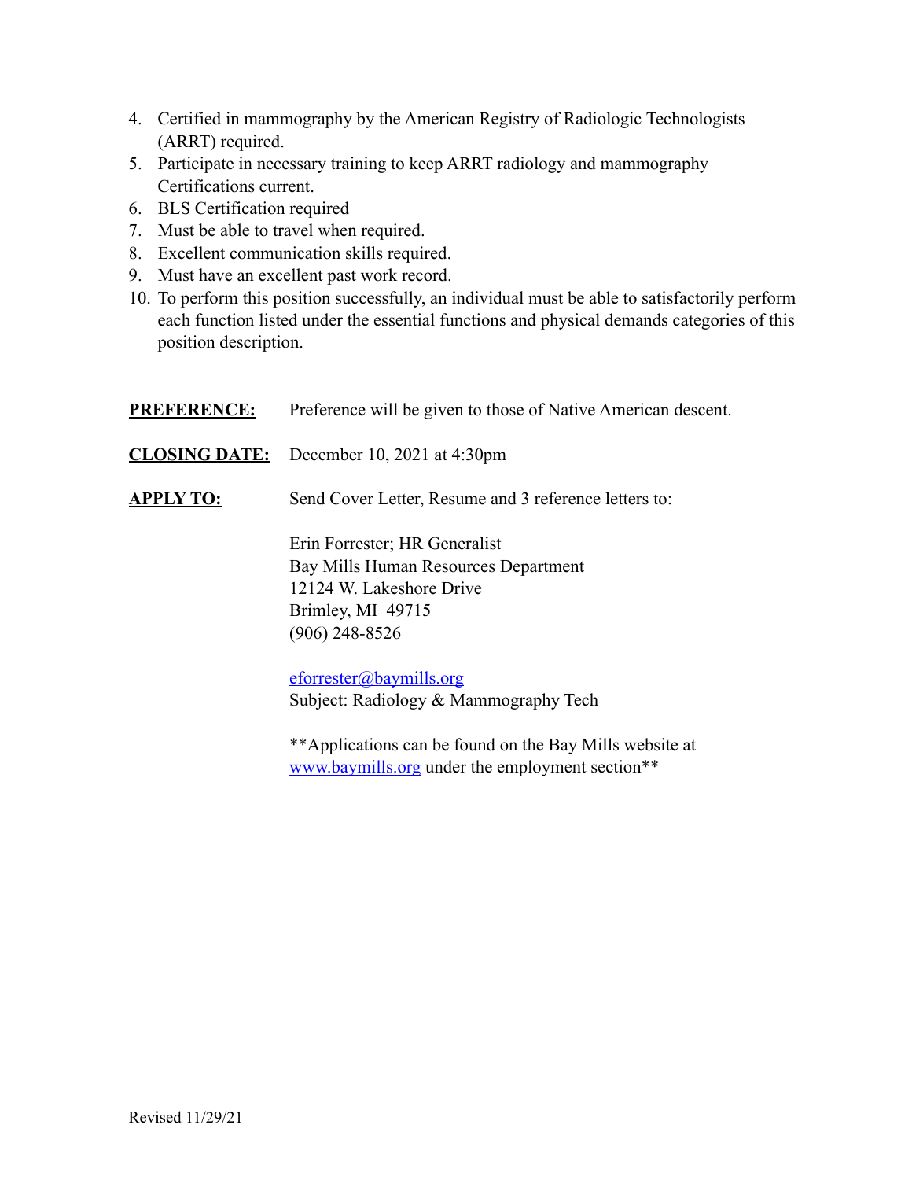4. Certified in mammography by the American Registry of Radiologic Technologists (ARRT) required.
5. Participate in necessary training to keep ARRT radiology and mammography Certifications current.
6. BLS Certification required
7. Must be able to travel when required.
8. Excellent communication skills required.
9. Must have an excellent past work record.
10. To perform this position successfully, an individual must be able to satisfactorily perform each function listed under the essential functions and physical demands categories of this position description.

**PREFERENCE:** Preference will be given to those of Native American descent.

**CLOSING DATE:** December 10, 2021 at 4:30pm

**APPLY TO:** Send Cover Letter, Resume and 3 reference letters to:

Erin Forrester; HR Generalist
Bay Mills Human Resources Department
12124 W. Lakeshore Drive
Brimley, MI 49715
(906) 248-8526

eforrester@baymills.org
Subject: Radiology & Mammography Tech

**Applications can be found on the Bay Mills website at www.baymills.org under the employment section**

Revised 11/29/21